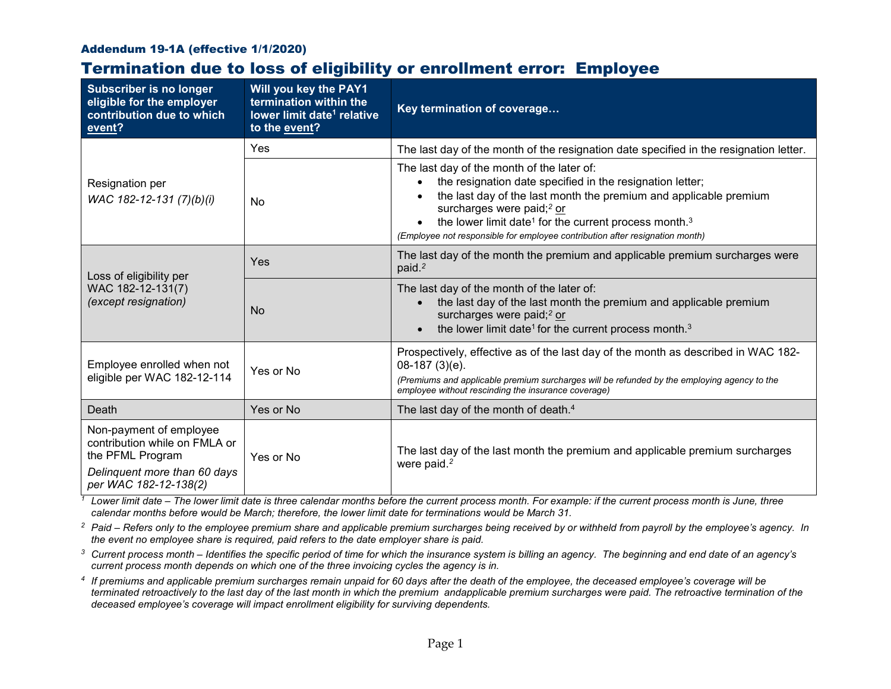**Addendum 19-1A (effective 1/1/2020)**

# Termination due to loss of eligibility or enrollment error: Employee

| Subscriber is no longer eligible for the employer contribution due to which event? | Will you key the PAY1 termination within the lower limit date[1] relative to the event? | Key termination of coverage… |
|---|---|---|
| Resignation per *WAC 182-12-131 (7)(b)(i)* | Yes | The last day of the month of the resignation date specified in the resignation letter. |
| | No | The last day of the month of the later of:<br>• the resignation date specified in the resignation letter;<br>• the last day of the last month the premium and applicable premium surcharges were paid;[2] or<br>• the lower limit date[1] for the current process month.[3]<br>*(Employee not responsible for employee contribution after resignation month)* |
| Loss of eligibility per WAC 182-12-131(7) *(except resignation)* | Yes | The last day of the month the premium and applicable premium surcharges were paid.[2] |
| | No | The last day of the month of the later of:<br>• the last day of the last month the premium and applicable premium surcharges were paid;[2] or<br>• the lower limit date[1] for the current process month.[3] |
| Employee enrolled when not eligible per WAC 182-12-114 | Yes or No | Prospectively, effective as of the last day of the month as described in WAC 182-08-187 (3)(e).<br>*(Premiums and applicable premium surcharges will be refunded by the employing agency to the employee without rescinding the insurance coverage)* |
| Death | Yes or No | The last day of the month of death.[4] |
| Non-payment of employee contribution while on FMLA or the PFML Program<br>*Delinquent more than 60 days per WAC 182-12-138(2)* | Yes or No | The last day of the last month the premium and applicable premium surcharges were paid.[2] |

[1] *Lower limit date – The lower limit date is three calendar months before the current process month. For example: if the current process month is June, three calendar months before would be March; therefore, the lower limit date for terminations would be March 31.*

[2] *Paid – Refers only to the employee premium share and applicable premium surcharges being received by or withheld from payroll by the employee's agency. In the event no employee share is required, paid refers to the date employer share is paid.*

[3] *Current process month – Identifies the specific period of time for which the insurance system is billing an agency. The beginning and end date of an agency's current process month depends on which one of the three invoicing cycles the agency is in.*

[4] *If premiums and applicable premium surcharges remain unpaid for 60 days after the death of the employee, the deceased employee's coverage will be terminated retroactively to the last day of the last month in which the premium andapplicable premium surcharges were paid. The retroactive termination of the deceased employee's coverage will impact enrollment eligibility for surviving dependents.*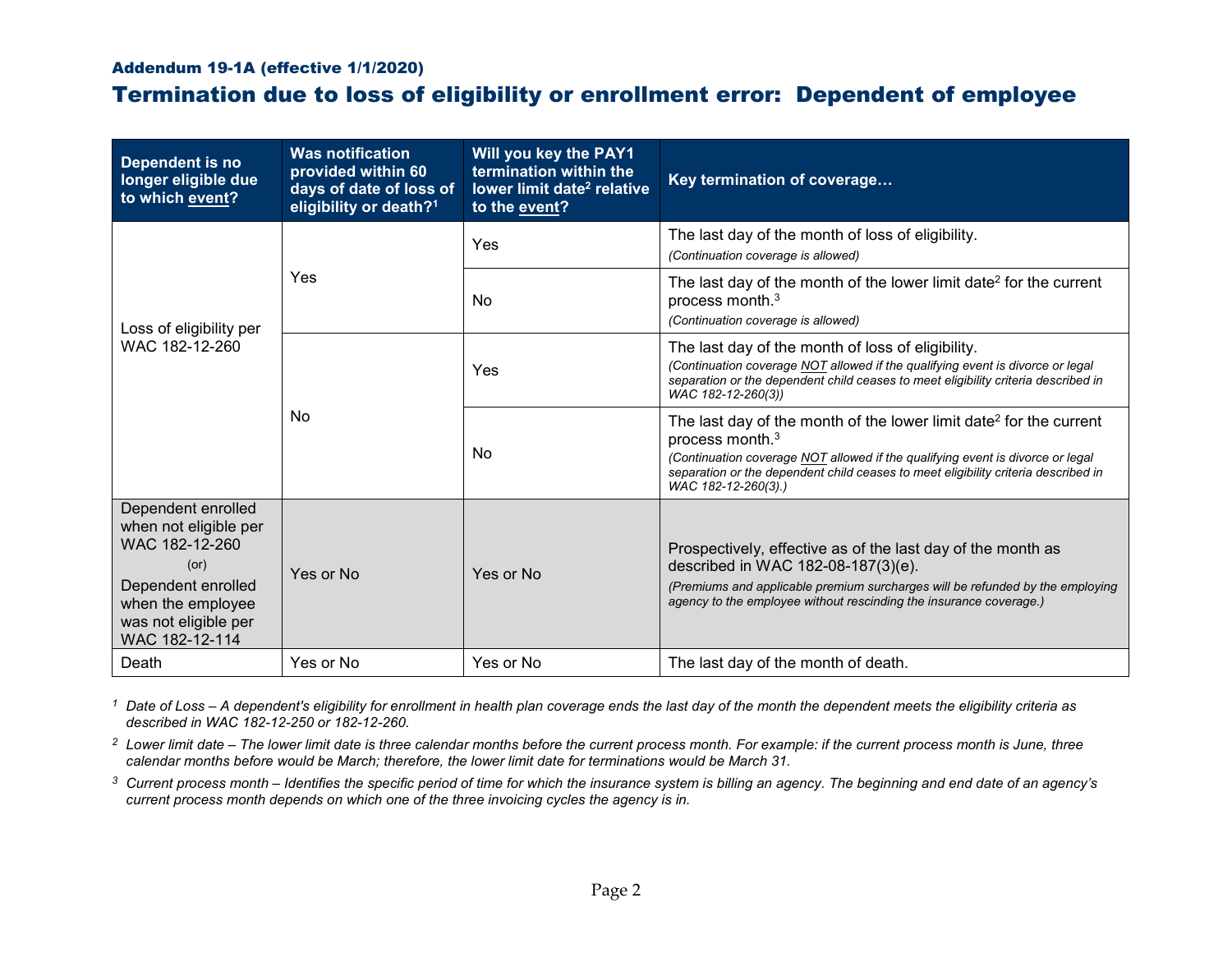Addendum 19-1A (effective 1/1/2020)

## Termination due to loss of eligibility or enrollment error: Dependent of employee

| Dependent is no longer eligible due to which event? | Was notification provided within 60 days of date of loss of eligibility or death?[1] | Will you key the PAY1 termination within the lower limit date[2] relative to the event? | Key termination of coverage… |
|---|---|---|---|
| Loss of eligibility per WAC 182-12-260 | Yes | Yes | The last day of the month of loss of eligibility. *(Continuation coverage is allowed)* |
| | | No | The last day of the month of the lower limit date[2] for the current process month.[3] *(Continuation coverage is allowed)* |
| | No | Yes | The last day of the month of loss of eligibility. *(Continuation coverage NOT allowed if the qualifying event is divorce or legal separation or the dependent child ceases to meet eligibility criteria described in WAC 182-12-260(3))* |
| | | No | The last day of the month of the lower limit date[2] for the current process month.[3] *(Continuation coverage NOT allowed if the qualifying event is divorce or legal separation or the dependent child ceases to meet eligibility criteria described in WAC 182-12-260(3).)* |
| Dependent enrolled when not eligible per WAC 182-12-260 (or) Dependent enrolled when the employee was not eligible per WAC 182-12-114 | Yes or No | Yes or No | Prospectively, effective as of the last day of the month as described in WAC 182-08-187(3)(e). *(Premiums and applicable premium surcharges will be refunded by the employing agency to the employee without rescinding the insurance coverage.)* |
| Death | Yes or No | Yes or No | The last day of the month of death. |

*[1] Date of Loss – A dependent's eligibility for enrollment in health plan coverage ends the last day of the month the dependent meets the eligibility criteria as described in WAC 182-12-250 or 182-12-260.*

*[2] Lower limit date – The lower limit date is three calendar months before the current process month. For example: if the current process month is June, three calendar months before would be March; therefore, the lower limit date for terminations would be March 31.*

*[3] Current process month – Identifies the specific period of time for which the insurance system is billing an agency. The beginning and end date of an agency's current process month depends on which one of the three invoicing cycles the agency is in.*